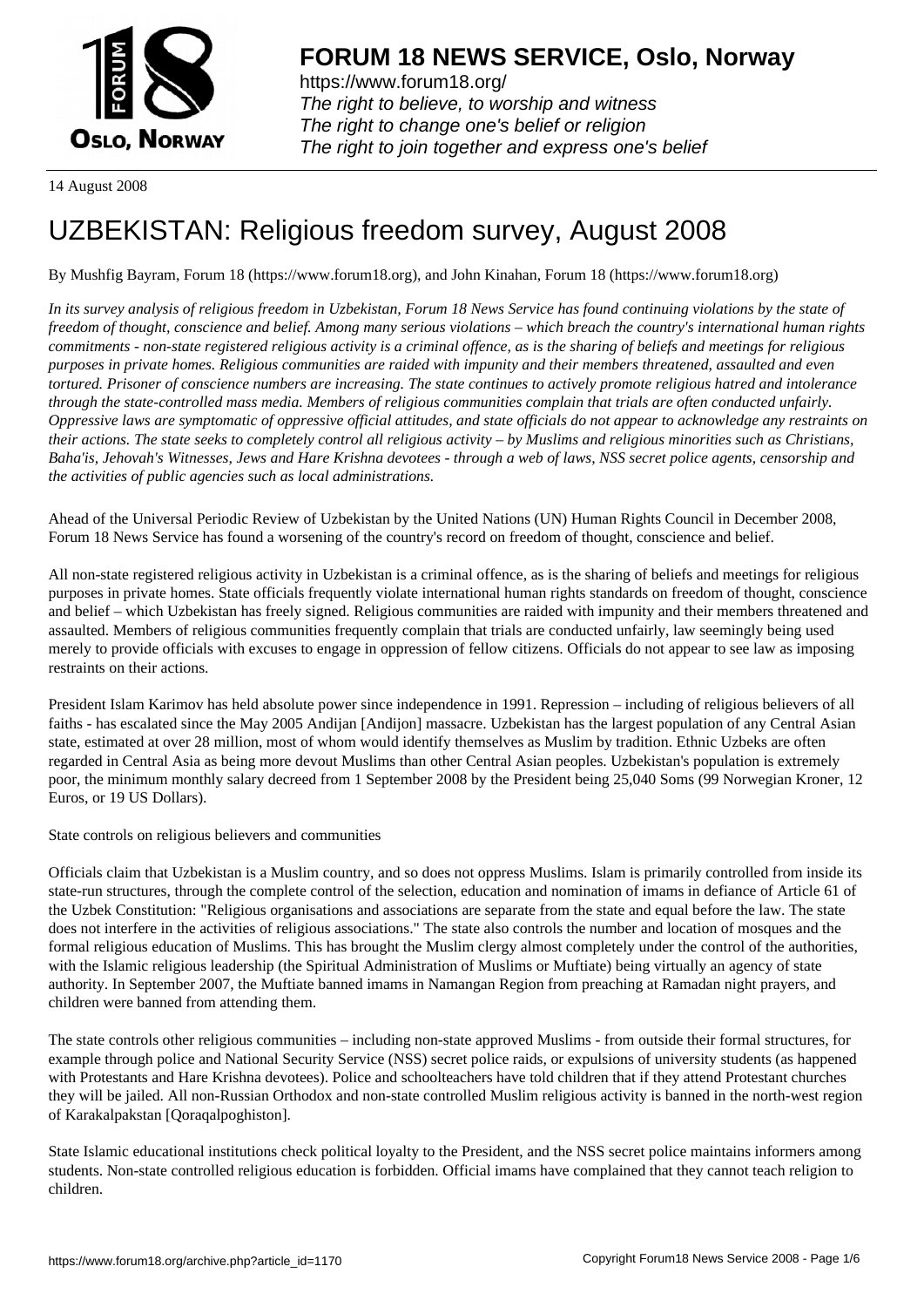# FORUM 18 NEWS SERVICE, Oslo, Norway

https://www.forum18.org/
*The right to believe, to worship and witness*
*The right to change one's belief or religion*
*The right to join together and express one's belief*

14 August 2008

# UZBEKISTAN: Religious freedom survey, August 2008

By Mushfig Bayram, Forum 18 (https://www.forum18.org), and John Kinahan, Forum 18 (https://www.forum18.org)

*In its survey analysis of religious freedom in Uzbekistan, Forum 18 News Service has found continuing violations by the state of freedom of thought, conscience and belief. Among many serious violations – which breach the country's international human rights commitments - non-state registered religious activity is a criminal offence, as is the sharing of beliefs and meetings for religious purposes in private homes. Religious communities are raided with impunity and their members threatened, assaulted and even tortured. Prisoner of conscience numbers are increasing. The state continues to actively promote religious hatred and intolerance through the state-controlled mass media. Members of religious communities complain that trials are often conducted unfairly. Oppressive laws are symptomatic of oppressive official attitudes, and state officials do not appear to acknowledge any restraints on their actions. The state seeks to completely control all religious activity – by Muslims and religious minorities such as Christians, Baha'is, Jehovah's Witnesses, Jews and Hare Krishna devotees - through a web of laws, NSS secret police agents, censorship and the activities of public agencies such as local administrations.*

Ahead of the Universal Periodic Review of Uzbekistan by the United Nations (UN) Human Rights Council in December 2008, Forum 18 News Service has found a worsening of the country's record on freedom of thought, conscience and belief.

All non-state registered religious activity in Uzbekistan is a criminal offence, as is the sharing of beliefs and meetings for religious purposes in private homes. State officials frequently violate international human rights standards on freedom of thought, conscience and belief – which Uzbekistan has freely signed. Religious communities are raided with impunity and their members threatened and assaulted. Members of religious communities frequently complain that trials are conducted unfairly, law seemingly being used merely to provide officials with excuses to engage in oppression of fellow citizens. Officials do not appear to see law as imposing restraints on their actions.

President Islam Karimov has held absolute power since independence in 1991. Repression – including of religious believers of all faiths - has escalated since the May 2005 Andijan [Andijon] massacre. Uzbekistan has the largest population of any Central Asian state, estimated at over 28 million, most of whom would identify themselves as Muslim by tradition. Ethnic Uzbeks are often regarded in Central Asia as being more devout Muslims than other Central Asian peoples. Uzbekistan's population is extremely poor, the minimum monthly salary decreed from 1 September 2008 by the President being 25,040 Soms (99 Norwegian Kroner, 12 Euros, or 19 US Dollars).

State controls on religious believers and communities

Officials claim that Uzbekistan is a Muslim country, and so does not oppress Muslims. Islam is primarily controlled from inside its state-run structures, through the complete control of the selection, education and nomination of imams in defiance of Article 61 of the Uzbek Constitution: "Religious organisations and associations are separate from the state and equal before the law. The state does not interfere in the activities of religious associations." The state also controls the number and location of mosques and the formal religious education of Muslims. This has brought the Muslim clergy almost completely under the control of the authorities, with the Islamic religious leadership (the Spiritual Administration of Muslims or Muftiate) being virtually an agency of state authority. In September 2007, the Muftiate banned imams in Namangan Region from preaching at Ramadan night prayers, and children were banned from attending them.

The state controls other religious communities – including non-state approved Muslims - from outside their formal structures, for example through police and National Security Service (NSS) secret police raids, or expulsions of university students (as happened with Protestants and Hare Krishna devotees). Police and schoolteachers have told children that if they attend Protestant churches they will be jailed. All non-Russian Orthodox and non-state controlled Muslim religious activity is banned in the north-west region of Karakalpakstan [Qoraqalpoghiston].

State Islamic educational institutions check political loyalty to the President, and the NSS secret police maintains informers among students. Non-state controlled religious education is forbidden. Official imams have complained that they cannot teach religion to children.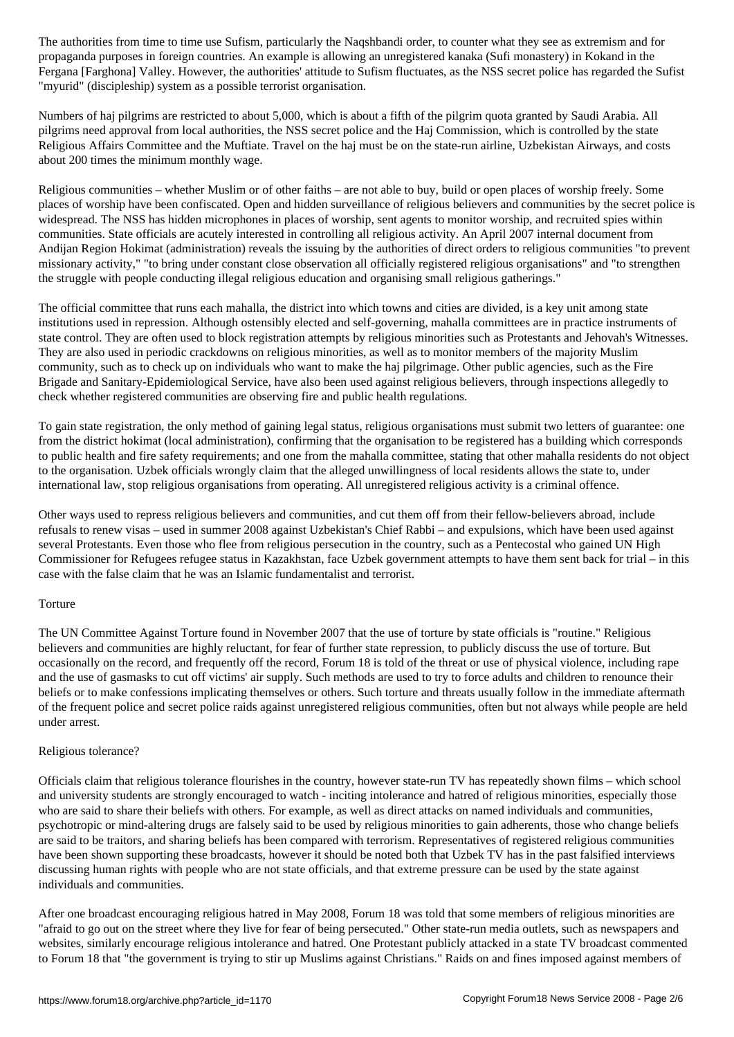The authorities from time to time use Sufism, particularly the Naqshbandi order, to counter what they see as extremism and for propaganda purposes in foreign countries. An example is allowing an unregistered kanaka (Sufi monastery) in Kokand in the Fergana [Farghona] Valley. However, the authorities' attitude to Sufism fluctuates, as the NSS secret police has regarded the Sufist "myurid" (discipleship) system as a possible terrorist organisation.

Numbers of haj pilgrims are restricted to about 5,000, which is about a fifth of the pilgrim quota granted by Saudi Arabia. All pilgrims need approval from local authorities, the NSS secret police and the Haj Commission, which is controlled by the state Religious Affairs Committee and the Muftiate. Travel on the haj must be on the state-run airline, Uzbekistan Airways, and costs about 200 times the minimum monthly wage.

Religious communities – whether Muslim or of other faiths – are not able to buy, build or open places of worship freely. Some places of worship have been confiscated. Open and hidden surveillance of religious believers and communities by the secret police is widespread. The NSS has hidden microphones in places of worship, sent agents to monitor worship, and recruited spies within communities. State officials are acutely interested in controlling all religious activity. An April 2007 internal document from Andijan Region Hokimat (administration) reveals the issuing by the authorities of direct orders to religious communities "to prevent missionary activity," "to bring under constant close observation all officially registered religious organisations" and "to strengthen the struggle with people conducting illegal religious education and organising small religious gatherings."

The official committee that runs each mahalla, the district into which towns and cities are divided, is a key unit among state institutions used in repression. Although ostensibly elected and self-governing, mahalla committees are in practice instruments of state control. They are often used to block registration attempts by religious minorities such as Protestants and Jehovah's Witnesses. They are also used in periodic crackdowns on religious minorities, as well as to monitor members of the majority Muslim community, such as to check up on individuals who want to make the haj pilgrimage. Other public agencies, such as the Fire Brigade and Sanitary-Epidemiological Service, have also been used against religious believers, through inspections allegedly to check whether registered communities are observing fire and public health regulations.

To gain state registration, the only method of gaining legal status, religious organisations must submit two letters of guarantee: one from the district hokimat (local administration), confirming that the organisation to be registered has a building which corresponds to public health and fire safety requirements; and one from the mahalla committee, stating that other mahalla residents do not object to the organisation. Uzbek officials wrongly claim that the alleged unwillingness of local residents allows the state to, under international law, stop religious organisations from operating. All unregistered religious activity is a criminal offence.

Other ways used to repress religious believers and communities, and cut them off from their fellow-believers abroad, include refusals to renew visas – used in summer 2008 against Uzbekistan's Chief Rabbi – and expulsions, which have been used against several Protestants. Even those who flee from religious persecution in the country, such as a Pentecostal who gained UN High Commissioner for Refugees refugee status in Kazakhstan, face Uzbek government attempts to have them sent back for trial – in this case with the false claim that he was an Islamic fundamentalist and terrorist.

## Torture

The UN Committee Against Torture found in November 2007 that the use of torture by state officials is "routine." Religious believers and communities are highly reluctant, for fear of further state repression, to publicly discuss the use of torture. But occasionally on the record, and frequently off the record, Forum 18 is told of the threat or use of physical violence, including rape and the use of gasmasks to cut off victims' air supply. Such methods are used to try to force adults and children to renounce their beliefs or to make confessions implicating themselves or others. Such torture and threats usually follow in the immediate aftermath of the frequent police and secret police raids against unregistered religious communities, often but not always while people are held under arrest.

## Religious tolerance?

Officials claim that religious tolerance flourishes in the country, however state-run TV has repeatedly shown films – which school and university students are strongly encouraged to watch - inciting intolerance and hatred of religious minorities, especially those who are said to share their beliefs with others. For example, as well as direct attacks on named individuals and communities, psychotropic or mind-altering drugs are falsely said to be used by religious minorities to gain adherents, those who change beliefs are said to be traitors, and sharing beliefs has been compared with terrorism. Representatives of registered religious communities have been shown supporting these broadcasts, however it should be noted both that Uzbek TV has in the past falsified interviews discussing human rights with people who are not state officials, and that extreme pressure can be used by the state against individuals and communities.

After one broadcast encouraging religious hatred in May 2008, Forum 18 was told that some members of religious minorities are "afraid to go out on the street where they live for fear of being persecuted." Other state-run media outlets, such as newspapers and websites, similarly encourage religious intolerance and hatred. One Protestant publicly attacked in a state TV broadcast commented to Forum 18 that "the government is trying to stir up Muslims against Christians." Raids on and fines imposed against members of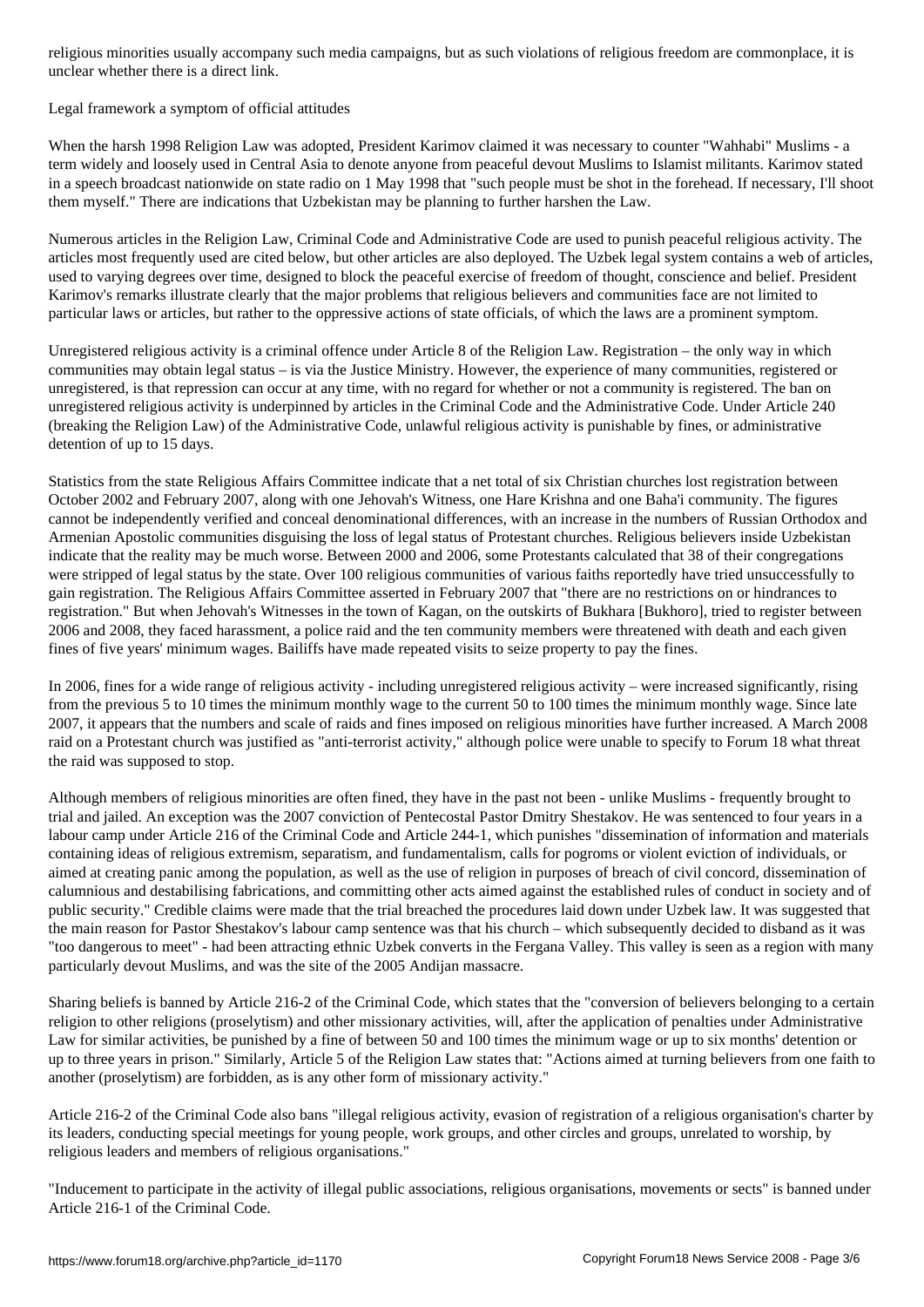religious minorities usually accompany such media campaigns, but as such violations of religious freedom are commonplace, it is unclear whether there is a direct link.

## Legal framework a symptom of official attitudes

When the harsh 1998 Religion Law was adopted, President Karimov claimed it was necessary to counter "Wahhabi" Muslims - a term widely and loosely used in Central Asia to denote anyone from peaceful devout Muslims to Islamist militants. Karimov stated in a speech broadcast nationwide on state radio on 1 May 1998 that "such people must be shot in the forehead. If necessary, I'll shoot them myself." There are indications that Uzbekistan may be planning to further harshen the Law.

Numerous articles in the Religion Law, Criminal Code and Administrative Code are used to punish peaceful religious activity. The articles most frequently used are cited below, but other articles are also deployed. The Uzbek legal system contains a web of articles, used to varying degrees over time, designed to block the peaceful exercise of freedom of thought, conscience and belief. President Karimov's remarks illustrate clearly that the major problems that religious believers and communities face are not limited to particular laws or articles, but rather to the oppressive actions of state officials, of which the laws are a prominent symptom.

Unregistered religious activity is a criminal offence under Article 8 of the Religion Law. Registration – the only way in which communities may obtain legal status – is via the Justice Ministry. However, the experience of many communities, registered or unregistered, is that repression can occur at any time, with no regard for whether or not a community is registered. The ban on unregistered religious activity is underpinned by articles in the Criminal Code and the Administrative Code. Under Article 240 (breaking the Religion Law) of the Administrative Code, unlawful religious activity is punishable by fines, or administrative detention of up to 15 days.

Statistics from the state Religious Affairs Committee indicate that a net total of six Christian churches lost registration between October 2002 and February 2007, along with one Jehovah's Witness, one Hare Krishna and one Baha'i community. The figures cannot be independently verified and conceal denominational differences, with an increase in the numbers of Russian Orthodox and Armenian Apostolic communities disguising the loss of legal status of Protestant churches. Religious believers inside Uzbekistan indicate that the reality may be much worse. Between 2000 and 2006, some Protestants calculated that 38 of their congregations were stripped of legal status by the state. Over 100 religious communities of various faiths reportedly have tried unsuccessfully to gain registration. The Religious Affairs Committee asserted in February 2007 that "there are no restrictions on or hindrances to registration." But when Jehovah's Witnesses in the town of Kagan, on the outskirts of Bukhara [Bukhoro], tried to register between 2006 and 2008, they faced harassment, a police raid and the ten community members were threatened with death and each given fines of five years' minimum wages. Bailiffs have made repeated visits to seize property to pay the fines.

In 2006, fines for a wide range of religious activity - including unregistered religious activity – were increased significantly, rising from the previous 5 to 10 times the minimum monthly wage to the current 50 to 100 times the minimum monthly wage. Since late 2007, it appears that the numbers and scale of raids and fines imposed on religious minorities have further increased. A March 2008 raid on a Protestant church was justified as "anti-terrorist activity," although police were unable to specify to Forum 18 what threat the raid was supposed to stop.

Although members of religious minorities are often fined, they have in the past not been - unlike Muslims - frequently brought to trial and jailed. An exception was the 2007 conviction of Pentecostal Pastor Dmitry Shestakov. He was sentenced to four years in a labour camp under Article 216 of the Criminal Code and Article 244-1, which punishes "dissemination of information and materials containing ideas of religious extremism, separatism, and fundamentalism, calls for pogroms or violent eviction of individuals, or aimed at creating panic among the population, as well as the use of religion in purposes of breach of civil concord, dissemination of calumnious and destabilising fabrications, and committing other acts aimed against the established rules of conduct in society and of public security." Credible claims were made that the trial breached the procedures laid down under Uzbek law. It was suggested that the main reason for Pastor Shestakov's labour camp sentence was that his church – which subsequently decided to disband as it was "too dangerous to meet" - had been attracting ethnic Uzbek converts in the Fergana Valley. This valley is seen as a region with many particularly devout Muslims, and was the site of the 2005 Andijan massacre.

Sharing beliefs is banned by Article 216-2 of the Criminal Code, which states that the "conversion of believers belonging to a certain religion to other religions (proselytism) and other missionary activities, will, after the application of penalties under Administrative Law for similar activities, be punished by a fine of between 50 and 100 times the minimum wage or up to six months' detention or up to three years in prison." Similarly, Article 5 of the Religion Law states that: "Actions aimed at turning believers from one faith to another (proselytism) are forbidden, as is any other form of missionary activity."

Article 216-2 of the Criminal Code also bans "illegal religious activity, evasion of registration of a religious organisation's charter by its leaders, conducting special meetings for young people, work groups, and other circles and groups, unrelated to worship, by religious leaders and members of religious organisations."

"Inducement to participate in the activity of illegal public associations, religious organisations, movements or sects" is banned under Article 216-1 of the Criminal Code.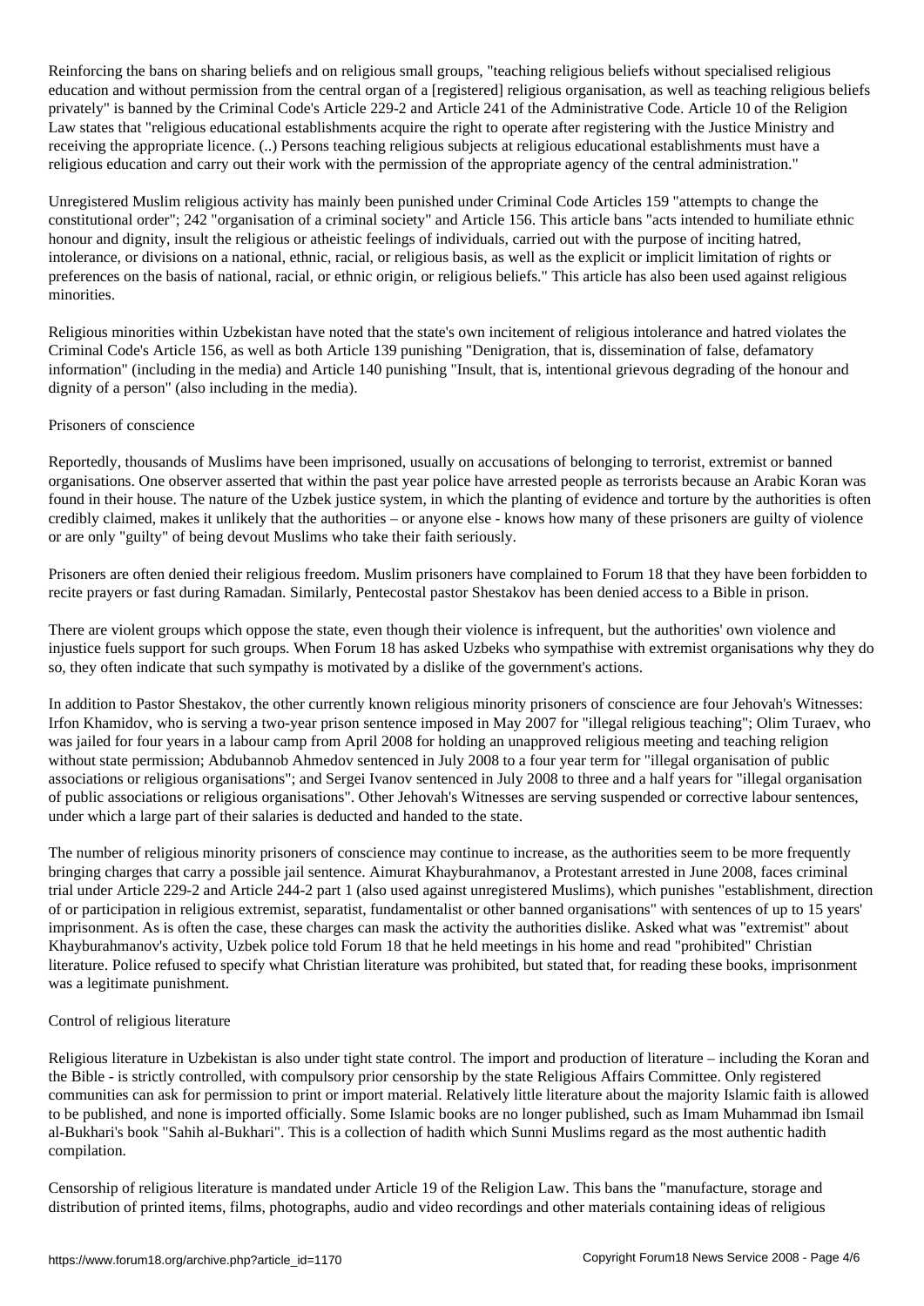Reinforcing the bans on sharing beliefs and on religious small groups, "teaching religious beliefs without specialised religious education and without permission from the central organ of a [registered] religious organisation, as well as teaching religious beliefs privately" is banned by the Criminal Code's Article 229-2 and Article 241 of the Administrative Code. Article 10 of the Religion Law states that "religious educational establishments acquire the right to operate after registering with the Justice Ministry and receiving the appropriate licence. (..) Persons teaching religious subjects at religious educational establishments must have a religious education and carry out their work with the permission of the appropriate agency of the central administration."

Unregistered Muslim religious activity has mainly been punished under Criminal Code Articles 159 "attempts to change the constitutional order"; 242 "organisation of a criminal society" and Article 156. This article bans "acts intended to humiliate ethnic honour and dignity, insult the religious or atheistic feelings of individuals, carried out with the purpose of inciting hatred, intolerance, or divisions on a national, ethnic, racial, or religious basis, as well as the explicit or implicit limitation of rights or preferences on the basis of national, racial, or ethnic origin, or religious beliefs." This article has also been used against religious minorities.

Religious minorities within Uzbekistan have noted that the state's own incitement of religious intolerance and hatred violates the Criminal Code's Article 156, as well as both Article 139 punishing "Denigration, that is, dissemination of false, defamatory information" (including in the media) and Article 140 punishing "Insult, that is, intentional grievous degrading of the honour and dignity of a person" (also including in the media).

Prisoners of conscience

Reportedly, thousands of Muslims have been imprisoned, usually on accusations of belonging to terrorist, extremist or banned organisations. One observer asserted that within the past year police have arrested people as terrorists because an Arabic Koran was found in their house. The nature of the Uzbek justice system, in which the planting of evidence and torture by the authorities is often credibly claimed, makes it unlikely that the authorities – or anyone else - knows how many of these prisoners are guilty of violence or are only "guilty" of being devout Muslims who take their faith seriously.

Prisoners are often denied their religious freedom. Muslim prisoners have complained to Forum 18 that they have been forbidden to recite prayers or fast during Ramadan. Similarly, Pentecostal pastor Shestakov has been denied access to a Bible in prison.

There are violent groups which oppose the state, even though their violence is infrequent, but the authorities' own violence and injustice fuels support for such groups. When Forum 18 has asked Uzbeks who sympathise with extremist organisations why they do so, they often indicate that such sympathy is motivated by a dislike of the government's actions.

In addition to Pastor Shestakov, the other currently known religious minority prisoners of conscience are four Jehovah's Witnesses: Irfon Khamidov, who is serving a two-year prison sentence imposed in May 2007 for "illegal religious teaching"; Olim Turaev, who was jailed for four years in a labour camp from April 2008 for holding an unapproved religious meeting and teaching religion without state permission; Abdubannob Ahmedov sentenced in July 2008 to a four year term for "illegal organisation of public associations or religious organisations"; and Sergei Ivanov sentenced in July 2008 to three and a half years for "illegal organisation of public associations or religious organisations". Other Jehovah's Witnesses are serving suspended or corrective labour sentences, under which a large part of their salaries is deducted and handed to the state.

The number of religious minority prisoners of conscience may continue to increase, as the authorities seem to be more frequently bringing charges that carry a possible jail sentence. Aimurat Khayburahmanov, a Protestant arrested in June 2008, faces criminal trial under Article 229-2 and Article 244-2 part 1 (also used against unregistered Muslims), which punishes "establishment, direction of or participation in religious extremist, separatist, fundamentalist or other banned organisations" with sentences of up to 15 years' imprisonment. As is often the case, these charges can mask the activity the authorities dislike. Asked what was "extremist" about Khayburahmanov's activity, Uzbek police told Forum 18 that he held meetings in his home and read "prohibited" Christian literature. Police refused to specify what Christian literature was prohibited, but stated that, for reading these books, imprisonment was a legitimate punishment.

Control of religious literature

Religious literature in Uzbekistan is also under tight state control. The import and production of literature – including the Koran and the Bible - is strictly controlled, with compulsory prior censorship by the state Religious Affairs Committee. Only registered communities can ask for permission to print or import material. Relatively little literature about the majority Islamic faith is allowed to be published, and none is imported officially. Some Islamic books are no longer published, such as Imam Muhammad ibn Ismail al-Bukhari's book "Sahih al-Bukhari". This is a collection of hadith which Sunni Muslims regard as the most authentic hadith compilation.

Censorship of religious literature is mandated under Article 19 of the Religion Law. This bans the "manufacture, storage and distribution of printed items, films, photographs, audio and video recordings and other materials containing ideas of religious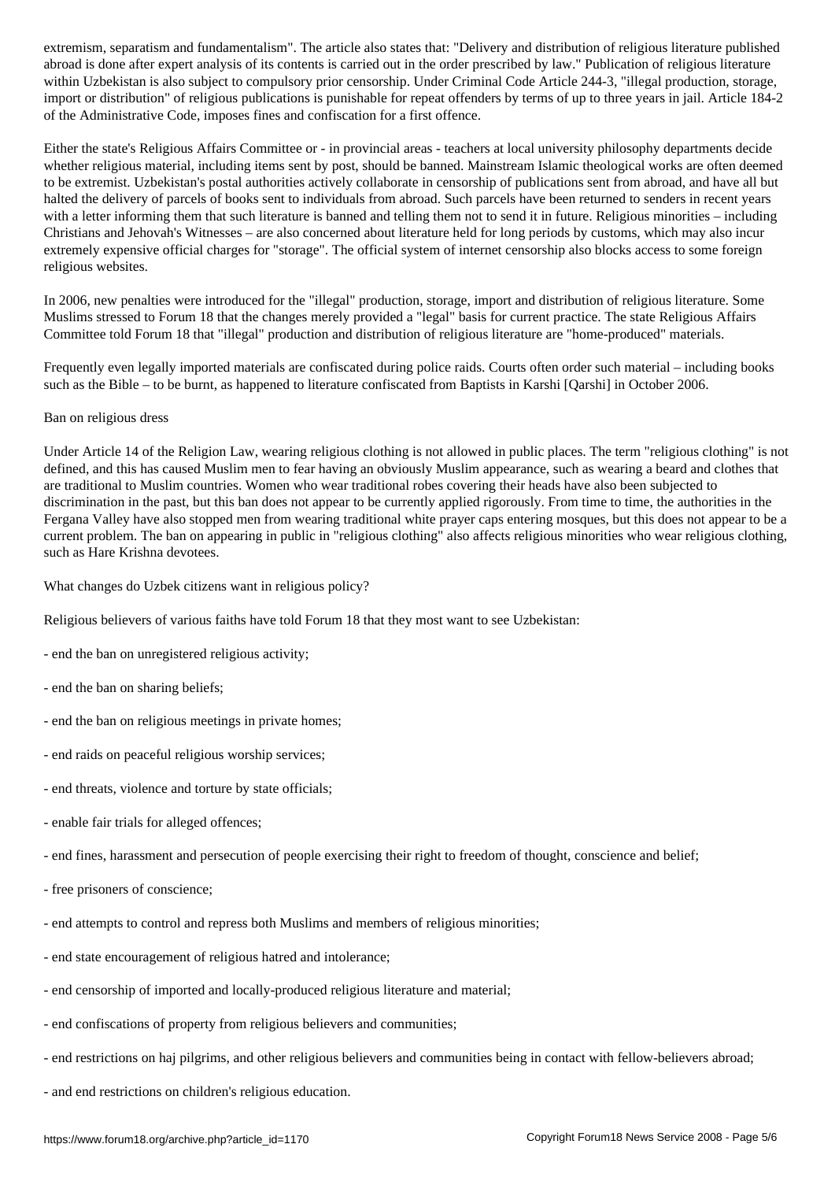extremism, separatism and fundamentalism". The article also states that: "Delivery and distribution of religious literature published abroad is done after expert analysis of its contents is carried out in the order prescribed by law." Publication of religious literature within Uzbekistan is also subject to compulsory prior censorship. Under Criminal Code Article 244-3, "illegal production, storage, import or distribution" of religious publications is punishable for repeat offenders by terms of up to three years in jail. Article 184-2 of the Administrative Code, imposes fines and confiscation for a first offence.

Either the state's Religious Affairs Committee or - in provincial areas - teachers at local university philosophy departments decide whether religious material, including items sent by post, should be banned. Mainstream Islamic theological works are often deemed to be extremist. Uzbekistan's postal authorities actively collaborate in censorship of publications sent from abroad, and have all but halted the delivery of parcels of books sent to individuals from abroad. Such parcels have been returned to senders in recent years with a letter informing them that such literature is banned and telling them not to send it in future. Religious minorities – including Christians and Jehovah's Witnesses – are also concerned about literature held for long periods by customs, which may also incur extremely expensive official charges for "storage". The official system of internet censorship also blocks access to some foreign religious websites.

In 2006, new penalties were introduced for the "illegal" production, storage, import and distribution of religious literature. Some Muslims stressed to Forum 18 that the changes merely provided a "legal" basis for current practice. The state Religious Affairs Committee told Forum 18 that "illegal" production and distribution of religious literature are "home-produced" materials.

Frequently even legally imported materials are confiscated during police raids. Courts often order such material – including books such as the Bible – to be burnt, as happened to literature confiscated from Baptists in Karshi [Qarshi] in October 2006.

## Ban on religious dress

Under Article 14 of the Religion Law, wearing religious clothing is not allowed in public places. The term "religious clothing" is not defined, and this has caused Muslim men to fear having an obviously Muslim appearance, such as wearing a beard and clothes that are traditional to Muslim countries. Women who wear traditional robes covering their heads have also been subjected to discrimination in the past, but this ban does not appear to be currently applied rigorously. From time to time, the authorities in the Fergana Valley have also stopped men from wearing traditional white prayer caps entering mosques, but this does not appear to be a current problem. The ban on appearing in public in "religious clothing" also affects religious minorities who wear religious clothing, such as Hare Krishna devotees.

## What changes do Uzbek citizens want in religious policy?

Religious believers of various faiths have told Forum 18 that they most want to see Uzbekistan:

- end the ban on unregistered religious activity;
- end the ban on sharing beliefs;
- end the ban on religious meetings in private homes;
- end raids on peaceful religious worship services;
- end threats, violence and torture by state officials;
- enable fair trials for alleged offences;
- end fines, harassment and persecution of people exercising their right to freedom of thought, conscience and belief;
- free prisoners of conscience;
- end attempts to control and repress both Muslims and members of religious minorities;
- end state encouragement of religious hatred and intolerance;
- end censorship of imported and locally-produced religious literature and material;
- end confiscations of property from religious believers and communities;
- end restrictions on haj pilgrims, and other religious believers and communities being in contact with fellow-believers abroad;
- and end restrictions on children's religious education.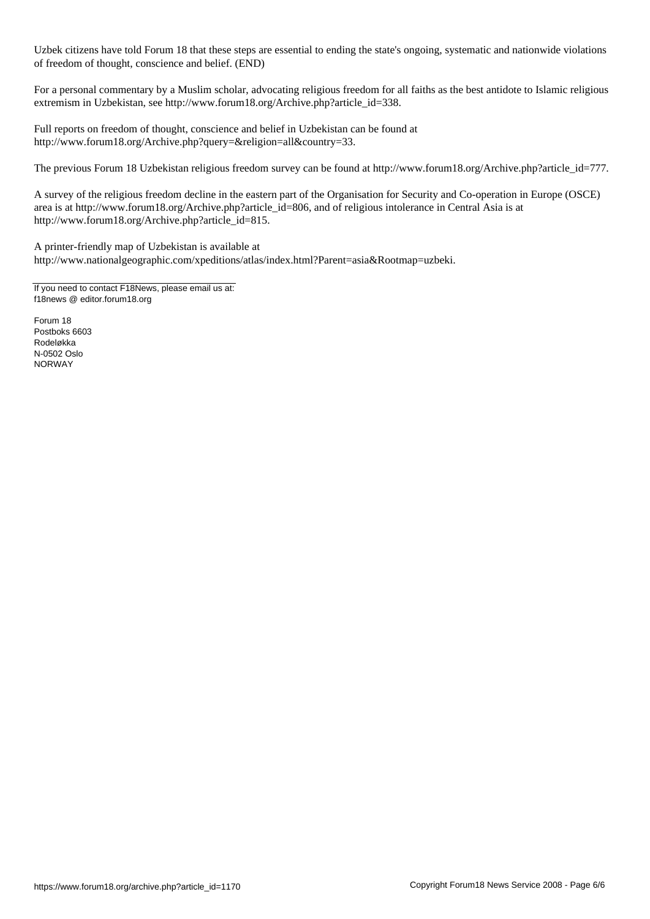Uzbek citizens have told Forum 18 that these steps are essential to ending the state's ongoing, systematic and nationwide violations of freedom of thought, conscience and belief. (END)

For a personal commentary by a Muslim scholar, advocating religious freedom for all faiths as the best antidote to Islamic religious extremism in Uzbekistan, see http://www.forum18.org/Archive.php?article_id=338.

Full reports on freedom of thought, conscience and belief in Uzbekistan can be found at http://www.forum18.org/Archive.php?query=&religion=all&country=33.

The previous Forum 18 Uzbekistan religious freedom survey can be found at http://www.forum18.org/Archive.php?article_id=777.

A survey of the religious freedom decline in the eastern part of the Organisation for Security and Co-operation in Europe (OSCE) area is at http://www.forum18.org/Archive.php?article_id=806, and of religious intolerance in Central Asia is at http://www.forum18.org/Archive.php?article_id=815.

A printer-friendly map of Uzbekistan is available at http://www.nationalgeographic.com/xpeditions/atlas/index.html?Parent=asia&Rootmap=uzbeki.

If you need to contact F18News, please email us at:
f18news @ editor.forum18.org

Forum 18
Postboks 6603
Rodeløkka
N-0502 Oslo
NORWAY